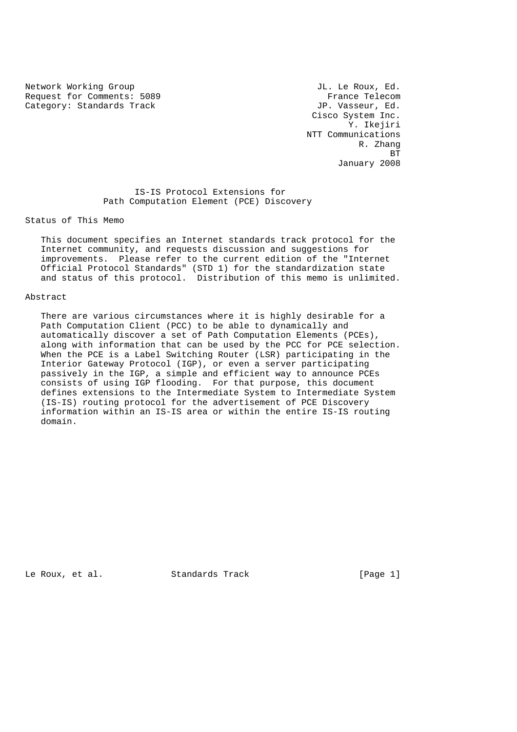Network Working Group                                     JL. Le Roux, Ed.
Request for Comments: 5089                                 France Telecom
Category: Standards Track                                 JP. Vasseur, Ed.
                                                         Cisco System Inc.
                                                                Y. Ikejiri
                                                        NTT Communications
                                                                  R. Zhang
                                                                        BT
                                                              January 2008

# IS-IS Protocol Extensions for Path Computation Element (PCE) Discovery

## Status of This Memo

This document specifies an Internet standards track protocol for the Internet community, and requests discussion and suggestions for improvements. Please refer to the current edition of the "Internet Official Protocol Standards" (STD 1) for the standardization state and status of this protocol. Distribution of this memo is unlimited.

## Abstract

There are various circumstances where it is highly desirable for a Path Computation Client (PCC) to be able to dynamically and automatically discover a set of Path Computation Elements (PCEs), along with information that can be used by the PCC for PCE selection. When the PCE is a Label Switching Router (LSR) participating in the Interior Gateway Protocol (IGP), or even a server participating passively in the IGP, a simple and efficient way to announce PCEs consists of using IGP flooding. For that purpose, this document defines extensions to the Intermediate System to Intermediate System (IS-IS) routing protocol for the advertisement of PCE Discovery information within an IS-IS area or within the entire IS-IS routing domain.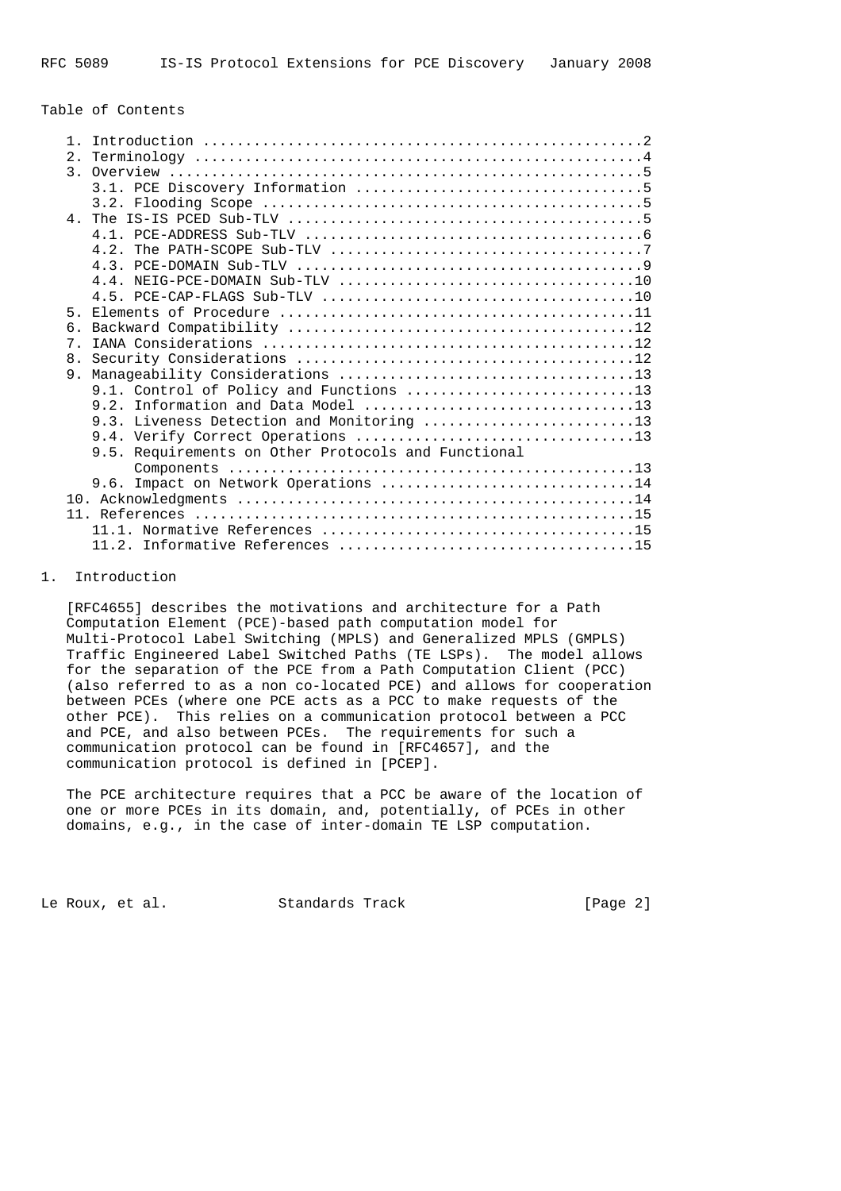Table of Contents

```
   1. Introduction ....................................................2
   2. Terminology .....................................................4
   3. Overview ........................................................5
      3.1. PCE Discovery Information ..................................5
      3.2. Flooding Scope .............................................5
   4. The IS-IS PCED Sub-TLV ..........................................5
      4.1. PCE-ADDRESS Sub-TLV ........................................6
      4.2. The PATH-SCOPE Sub-TLV .....................................7
      4.3. PCE-DOMAIN Sub-TLV .........................................9
      4.4. NEIG-PCE-DOMAIN Sub-TLV ...................................10
      4.5. PCE-CAP-FLAGS Sub-TLV .....................................10
   5. Elements of Procedure ..........................................11
   6. Backward Compatibility .........................................12
   7. IANA Considerations ............................................12
   8. Security Considerations ........................................12
   9. Manageability Considerations ...................................13
      9.1. Control of Policy and Functions ...........................13
      9.2. Information and Data Model ................................13
      9.3. Liveness Detection and Monitoring .........................13
      9.4. Verify Correct Operations .................................13
      9.5. Requirements on Other Protocols and Functional
           Components ................................................13
      9.6. Impact on Network Operations ..............................14
   10. Acknowledgments ...............................................14
   11. References ....................................................15
      11.1. Normative References .....................................15
      11.2. Informative References ...................................15
```

# 1. Introduction

[RFC4655] describes the motivations and architecture for a Path Computation Element (PCE)-based path computation model for Multi-Protocol Label Switching (MPLS) and Generalized MPLS (GMPLS) Traffic Engineered Label Switched Paths (TE LSPs). The model allows for the separation of the PCE from a Path Computation Client (PCC) (also referred to as a non co-located PCE) and allows for cooperation between PCEs (where one PCE acts as a PCC to make requests of the other PCE). This relies on a communication protocol between a PCC and PCE, and also between PCEs. The requirements for such a communication protocol can be found in [RFC4657], and the communication protocol is defined in [PCEP].

The PCE architecture requires that a PCC be aware of the location of one or more PCEs in its domain, and, potentially, of PCEs in other domains, e.g., in the case of inter-domain TE LSP computation.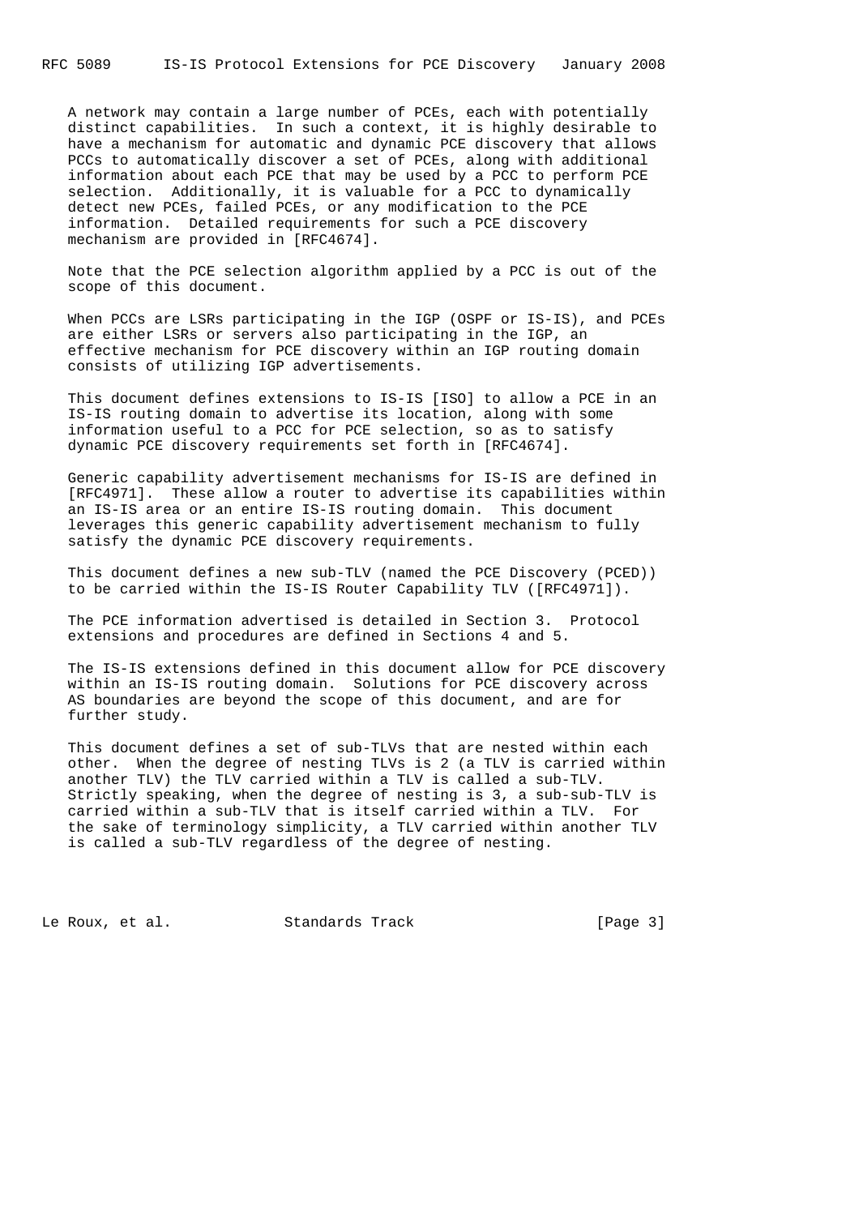A network may contain a large number of PCEs, each with potentially distinct capabilities. In such a context, it is highly desirable to have a mechanism for automatic and dynamic PCE discovery that allows PCCs to automatically discover a set of PCEs, along with additional information about each PCE that may be used by a PCC to perform PCE selection. Additionally, it is valuable for a PCC to dynamically detect new PCEs, failed PCEs, or any modification to the PCE information. Detailed requirements for such a PCE discovery mechanism are provided in [RFC4674].

Note that the PCE selection algorithm applied by a PCC is out of the scope of this document.

When PCCs are LSRs participating in the IGP (OSPF or IS-IS), and PCEs are either LSRs or servers also participating in the IGP, an effective mechanism for PCE discovery within an IGP routing domain consists of utilizing IGP advertisements.

This document defines extensions to IS-IS [ISO] to allow a PCE in an IS-IS routing domain to advertise its location, along with some information useful to a PCC for PCE selection, so as to satisfy dynamic PCE discovery requirements set forth in [RFC4674].

Generic capability advertisement mechanisms for IS-IS are defined in [RFC4971]. These allow a router to advertise its capabilities within an IS-IS area or an entire IS-IS routing domain. This document leverages this generic capability advertisement mechanism to fully satisfy the dynamic PCE discovery requirements.

This document defines a new sub-TLV (named the PCE Discovery (PCED)) to be carried within the IS-IS Router Capability TLV ([RFC4971]).

The PCE information advertised is detailed in Section 3. Protocol extensions and procedures are defined in Sections 4 and 5.

The IS-IS extensions defined in this document allow for PCE discovery within an IS-IS routing domain. Solutions for PCE discovery across AS boundaries are beyond the scope of this document, and are for further study.

This document defines a set of sub-TLVs that are nested within each other. When the degree of nesting TLVs is 2 (a TLV is carried within another TLV) the TLV carried within a TLV is called a sub-TLV. Strictly speaking, when the degree of nesting is 3, a sub-sub-TLV is carried within a sub-TLV that is itself carried within a TLV. For the sake of terminology simplicity, a TLV carried within another TLV is called a sub-TLV regardless of the degree of nesting.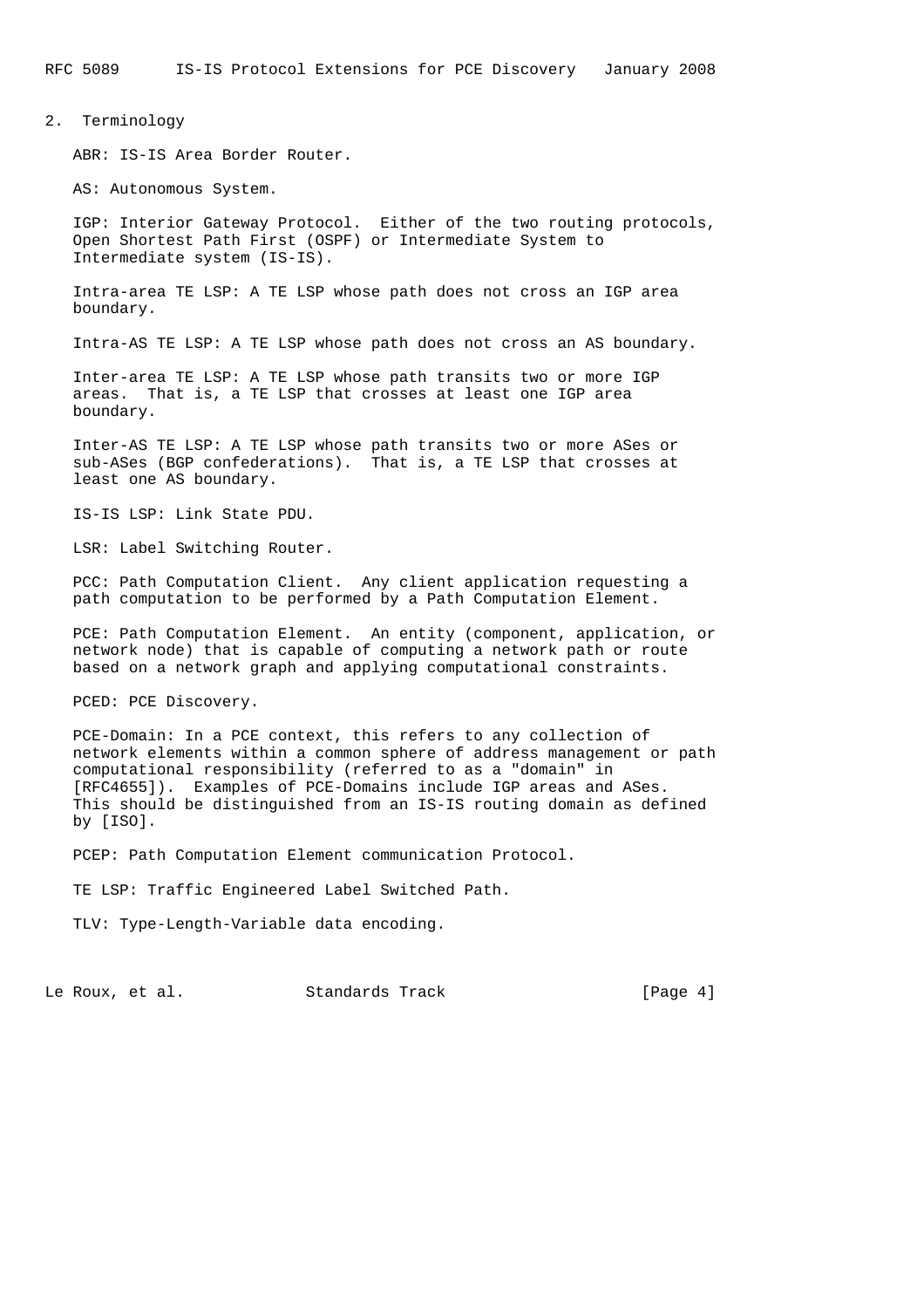## 2. Terminology

ABR: IS-IS Area Border Router.

AS: Autonomous System.

IGP: Interior Gateway Protocol. Either of the two routing protocols, Open Shortest Path First (OSPF) or Intermediate System to Intermediate system (IS-IS).

Intra-area TE LSP: A TE LSP whose path does not cross an IGP area boundary.

Intra-AS TE LSP: A TE LSP whose path does not cross an AS boundary.

Inter-area TE LSP: A TE LSP whose path transits two or more IGP areas. That is, a TE LSP that crosses at least one IGP area boundary.

Inter-AS TE LSP: A TE LSP whose path transits two or more ASes or sub-ASes (BGP confederations). That is, a TE LSP that crosses at least one AS boundary.

IS-IS LSP: Link State PDU.

LSR: Label Switching Router.

PCC: Path Computation Client. Any client application requesting a path computation to be performed by a Path Computation Element.

PCE: Path Computation Element. An entity (component, application, or network node) that is capable of computing a network path or route based on a network graph and applying computational constraints.

PCED: PCE Discovery.

PCE-Domain: In a PCE context, this refers to any collection of network elements within a common sphere of address management or path computational responsibility (referred to as a "domain" in [RFC4655]). Examples of PCE-Domains include IGP areas and ASes. This should be distinguished from an IS-IS routing domain as defined by [ISO].

PCEP: Path Computation Element communication Protocol.

TE LSP: Traffic Engineered Label Switched Path.

TLV: Type-Length-Variable data encoding.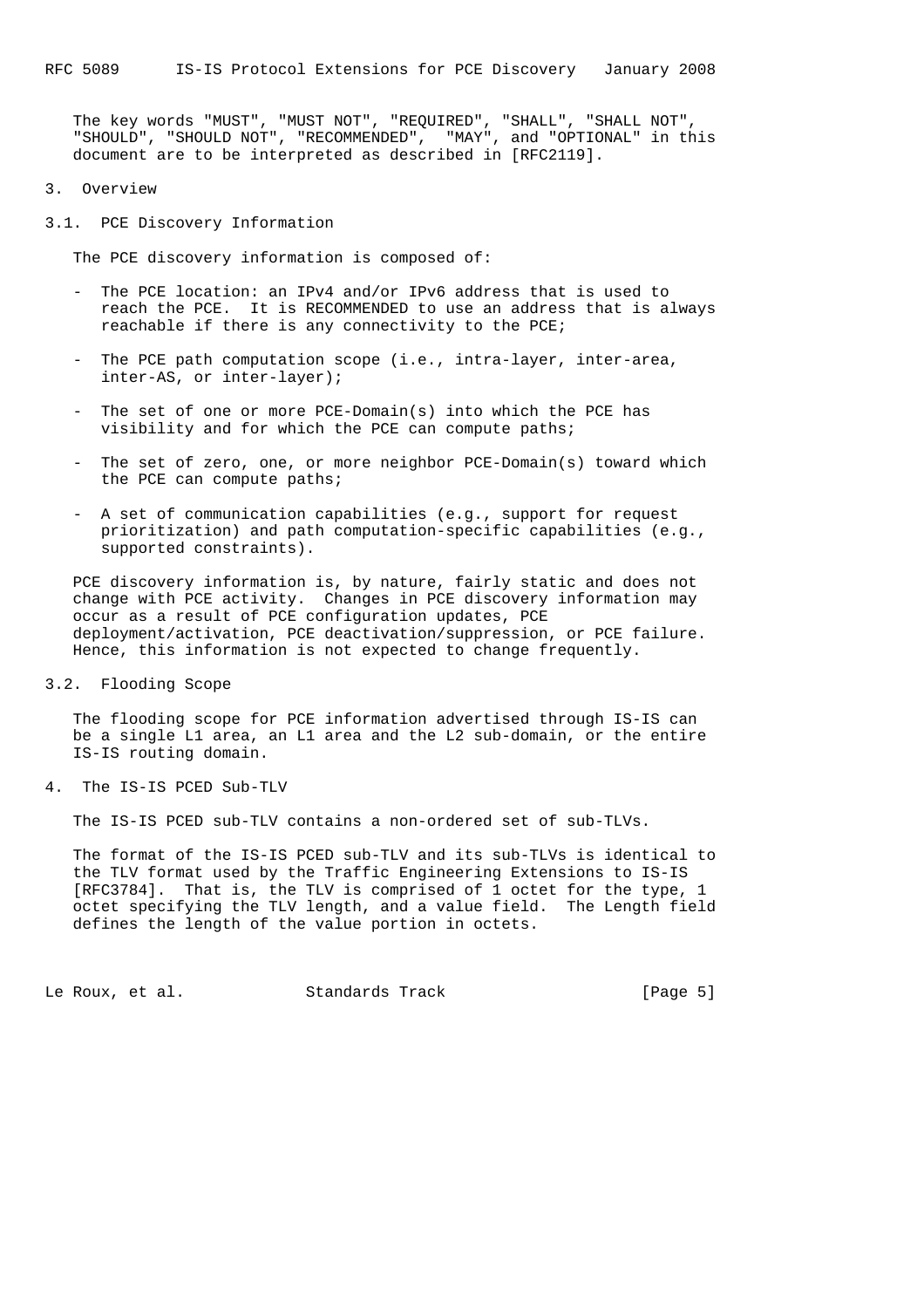The key words "MUST", "MUST NOT", "REQUIRED", "SHALL", "SHALL NOT", "SHOULD", "SHOULD NOT", "RECOMMENDED", "MAY", and "OPTIONAL" in this document are to be interpreted as described in [RFC2119].

## 3. Overview

### 3.1. PCE Discovery Information

The PCE discovery information is composed of:

- The PCE location: an IPv4 and/or IPv6 address that is used to reach the PCE. It is RECOMMENDED to use an address that is always reachable if there is any connectivity to the PCE;
- The PCE path computation scope (i.e., intra-layer, inter-area, inter-AS, or inter-layer);
- The set of one or more PCE-Domain(s) into which the PCE has visibility and for which the PCE can compute paths;
- The set of zero, one, or more neighbor PCE-Domain(s) toward which the PCE can compute paths;
- A set of communication capabilities (e.g., support for request prioritization) and path computation-specific capabilities (e.g., supported constraints).

PCE discovery information is, by nature, fairly static and does not change with PCE activity. Changes in PCE discovery information may occur as a result of PCE configuration updates, PCE deployment/activation, PCE deactivation/suppression, or PCE failure. Hence, this information is not expected to change frequently.

### 3.2. Flooding Scope

The flooding scope for PCE information advertised through IS-IS can be a single L1 area, an L1 area and the L2 sub-domain, or the entire IS-IS routing domain.

## 4. The IS-IS PCED Sub-TLV

The IS-IS PCED sub-TLV contains a non-ordered set of sub-TLVs.

The format of the IS-IS PCED sub-TLV and its sub-TLVs is identical to the TLV format used by the Traffic Engineering Extensions to IS-IS [RFC3784]. That is, the TLV is comprised of 1 octet for the type, 1 octet specifying the TLV length, and a value field. The Length field defines the length of the value portion in octets.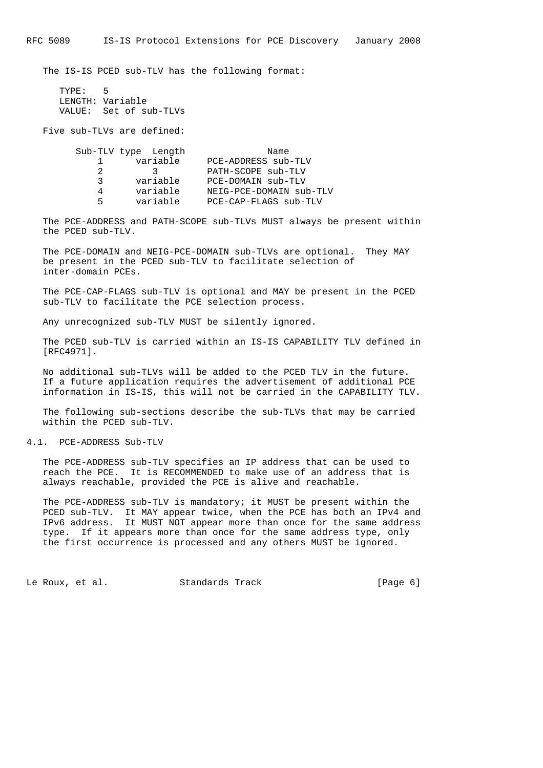The IS-IS PCED sub-TLV has the following format:

```
TYPE:   5
LENGTH: Variable
VALUE:  Set of sub-TLVs
```

Five sub-TLVs are defined:

| Sub-TLV type | Length | Name |
|---|---|---|
| 1 | variable | PCE-ADDRESS sub-TLV |
| 2 | 3 | PATH-SCOPE sub-TLV |
| 3 | variable | PCE-DOMAIN sub-TLV |
| 4 | variable | NEIG-PCE-DOMAIN sub-TLV |
| 5 | variable | PCE-CAP-FLAGS sub-TLV |

The PCE-ADDRESS and PATH-SCOPE sub-TLVs MUST always be present within the PCED sub-TLV.

The PCE-DOMAIN and NEIG-PCE-DOMAIN sub-TLVs are optional. They MAY be present in the PCED sub-TLV to facilitate selection of inter-domain PCEs.

The PCE-CAP-FLAGS sub-TLV is optional and MAY be present in the PCED sub-TLV to facilitate the PCE selection process.

Any unrecognized sub-TLV MUST be silently ignored.

The PCED sub-TLV is carried within an IS-IS CAPABILITY TLV defined in [RFC4971].

No additional sub-TLVs will be added to the PCED TLV in the future. If a future application requires the advertisement of additional PCE information in IS-IS, this will not be carried in the CAPABILITY TLV.

The following sub-sections describe the sub-TLVs that may be carried within the PCED sub-TLV.

## 4.1. PCE-ADDRESS Sub-TLV

The PCE-ADDRESS sub-TLV specifies an IP address that can be used to reach the PCE. It is RECOMMENDED to make use of an address that is always reachable, provided the PCE is alive and reachable.

The PCE-ADDRESS sub-TLV is mandatory; it MUST be present within the PCED sub-TLV. It MAY appear twice, when the PCE has both an IPv4 and IPv6 address. It MUST NOT appear more than once for the same address type. If it appears more than once for the same address type, only the first occurrence is processed and any others MUST be ignored.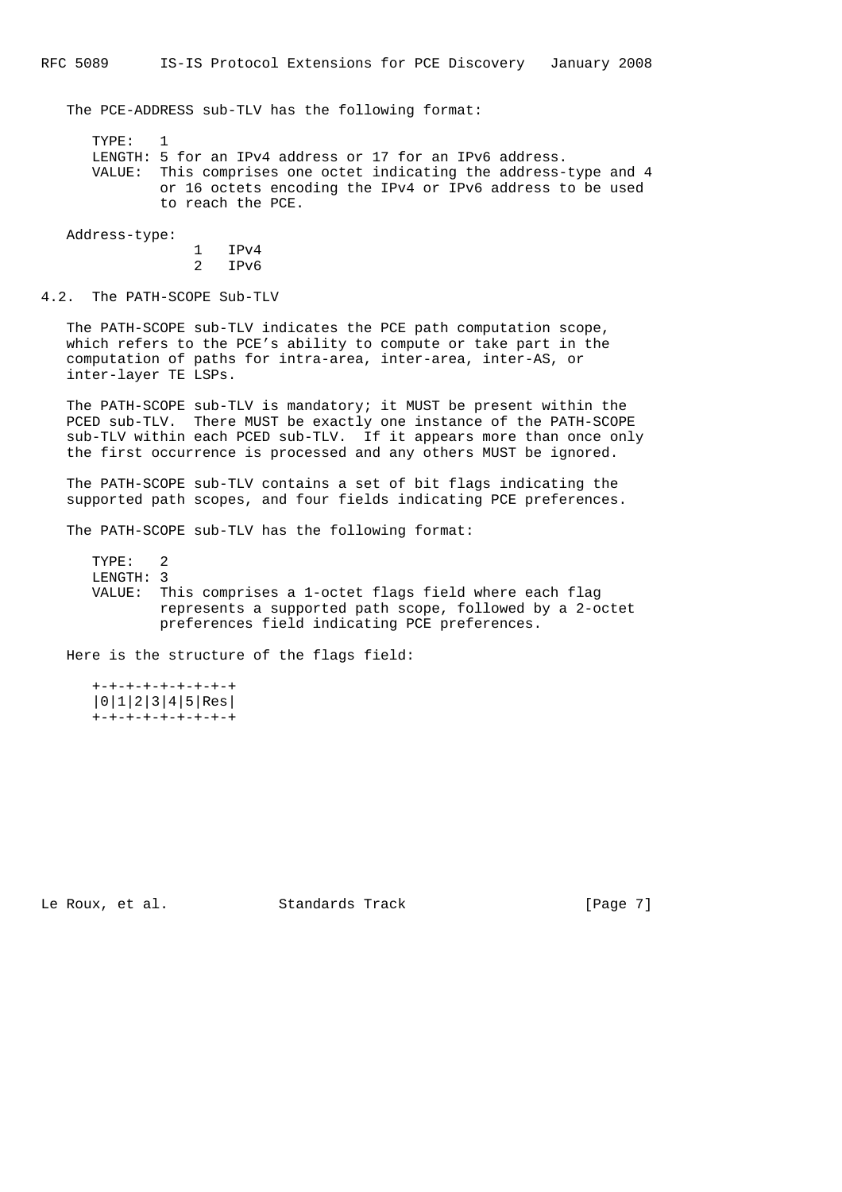The PCE-ADDRESS sub-TLV has the following format:

```
   TYPE:   1
   LENGTH: 5 for an IPv4 address or 17 for an IPv6 address.
   VALUE:  This comprises one octet indicating the address-type and 4
           or 16 octets encoding the IPv4 or IPv6 address to be used
           to reach the PCE.
```

Address-type:

```
               1   IPv4
               2   IPv6
```

## 4.2. The PATH-SCOPE Sub-TLV

The PATH-SCOPE sub-TLV indicates the PCE path computation scope, which refers to the PCE's ability to compute or take part in the computation of paths for intra-area, inter-area, inter-AS, or inter-layer TE LSPs.

The PATH-SCOPE sub-TLV is mandatory; it MUST be present within the PCED sub-TLV. There MUST be exactly one instance of the PATH-SCOPE sub-TLV within each PCED sub-TLV. If it appears more than once only the first occurrence is processed and any others MUST be ignored.

The PATH-SCOPE sub-TLV contains a set of bit flags indicating the supported path scopes, and four fields indicating PCE preferences.

The PATH-SCOPE sub-TLV has the following format:

```
   TYPE:   2
   LENGTH: 3
   VALUE:  This comprises a 1-octet flags field where each flag
           represents a supported path scope, followed by a 2-octet
           preferences field indicating PCE preferences.
```

Here is the structure of the flags field:

```
   +-+-+-+-+-+-+-+-+
   |0|1|2|3|4|5|Res|
   +-+-+-+-+-+-+-+-+
```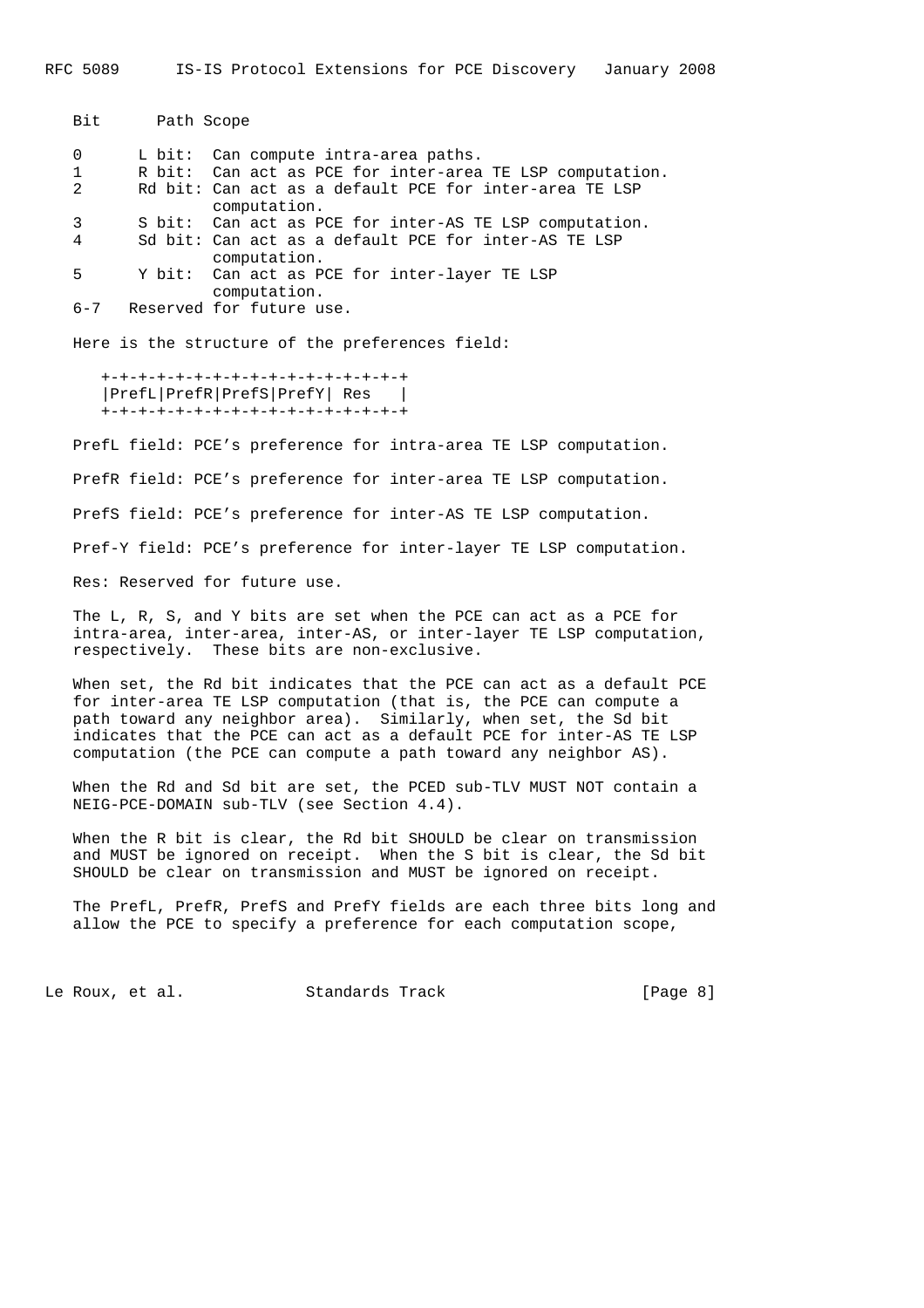| Bit | Path Scope |
|---|---|
| 0 | L bit: Can compute intra-area paths. |
| 1 | R bit: Can act as PCE for inter-area TE LSP computation. |
| 2 | Rd bit: Can act as a default PCE for inter-area TE LSP computation. |
| 3 | S bit: Can act as PCE for inter-AS TE LSP computation. |
| 4 | Sd bit: Can act as a default PCE for inter-AS TE LSP computation. |
| 5 | Y bit: Can act as PCE for inter-layer TE LSP computation. |
| 6-7 | Reserved for future use. |

Here is the structure of the preferences field:

```
+-+-+-+-+-+-+-+-+-+-+-+-+-+-+-+-+
|PrefL|PrefR|PrefS|PrefY| Res   |
+-+-+-+-+-+-+-+-+-+-+-+-+-+-+-+-+
```

PrefL field: PCE's preference for intra-area TE LSP computation.

PrefR field: PCE's preference for inter-area TE LSP computation.

PrefS field: PCE's preference for inter-AS TE LSP computation.

Pref-Y field: PCE's preference for inter-layer TE LSP computation.

Res: Reserved for future use.

The L, R, S, and Y bits are set when the PCE can act as a PCE for intra-area, inter-area, inter-AS, or inter-layer TE LSP computation, respectively. These bits are non-exclusive.

When set, the Rd bit indicates that the PCE can act as a default PCE for inter-area TE LSP computation (that is, the PCE can compute a path toward any neighbor area). Similarly, when set, the Sd bit indicates that the PCE can act as a default PCE for inter-AS TE LSP computation (the PCE can compute a path toward any neighbor AS).

When the Rd and Sd bit are set, the PCED sub-TLV MUST NOT contain a NEIG-PCE-DOMAIN sub-TLV (see Section 4.4).

When the R bit is clear, the Rd bit SHOULD be clear on transmission and MUST be ignored on receipt. When the S bit is clear, the Sd bit SHOULD be clear on transmission and MUST be ignored on receipt.

The PrefL, PrefR, PrefS and PrefY fields are each three bits long and allow the PCE to specify a preference for each computation scope,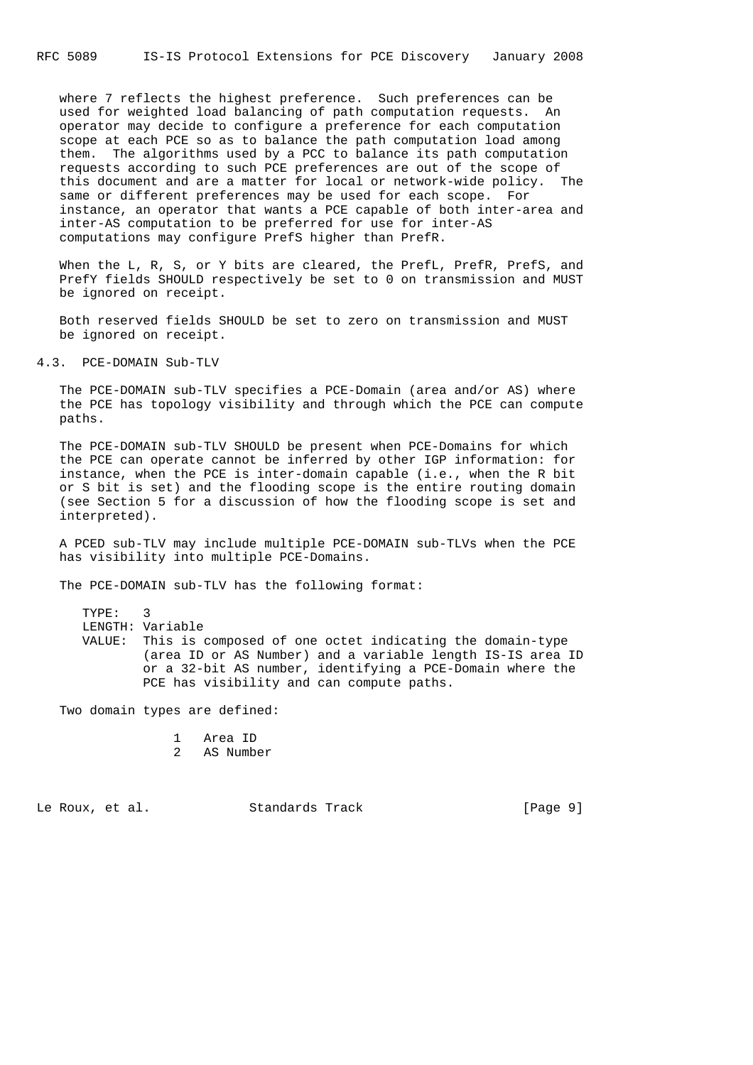where 7 reflects the highest preference. Such preferences can be used for weighted load balancing of path computation requests. An operator may decide to configure a preference for each computation scope at each PCE so as to balance the path computation load among them. The algorithms used by a PCC to balance its path computation requests according to such PCE preferences are out of the scope of this document and are a matter for local or network-wide policy. The same or different preferences may be used for each scope. For instance, an operator that wants a PCE capable of both inter-area and inter-AS computation to be preferred for use for inter-AS computations may configure PrefS higher than PrefR.

When the L, R, S, or Y bits are cleared, the PrefL, PrefR, PrefS, and PrefY fields SHOULD respectively be set to 0 on transmission and MUST be ignored on receipt.

Both reserved fields SHOULD be set to zero on transmission and MUST be ignored on receipt.

## 4.3. PCE-DOMAIN Sub-TLV

The PCE-DOMAIN sub-TLV specifies a PCE-Domain (area and/or AS) where the PCE has topology visibility and through which the PCE can compute paths.

The PCE-DOMAIN sub-TLV SHOULD be present when PCE-Domains for which the PCE can operate cannot be inferred by other IGP information: for instance, when the PCE is inter-domain capable (i.e., when the R bit or S bit is set) and the flooding scope is the entire routing domain (see Section 5 for a discussion of how the flooding scope is set and interpreted).

A PCED sub-TLV may include multiple PCE-DOMAIN sub-TLVs when the PCE has visibility into multiple PCE-Domains.

The PCE-DOMAIN sub-TLV has the following format:

```
TYPE:   3
LENGTH: Variable
VALUE:  This is composed of one octet indicating the domain-type
        (area ID or AS Number) and a variable length IS-IS area ID
        or a 32-bit AS number, identifying a PCE-Domain where the
        PCE has visibility and can compute paths.
```

Two domain types are defined:

```
1   Area ID
2   AS Number
```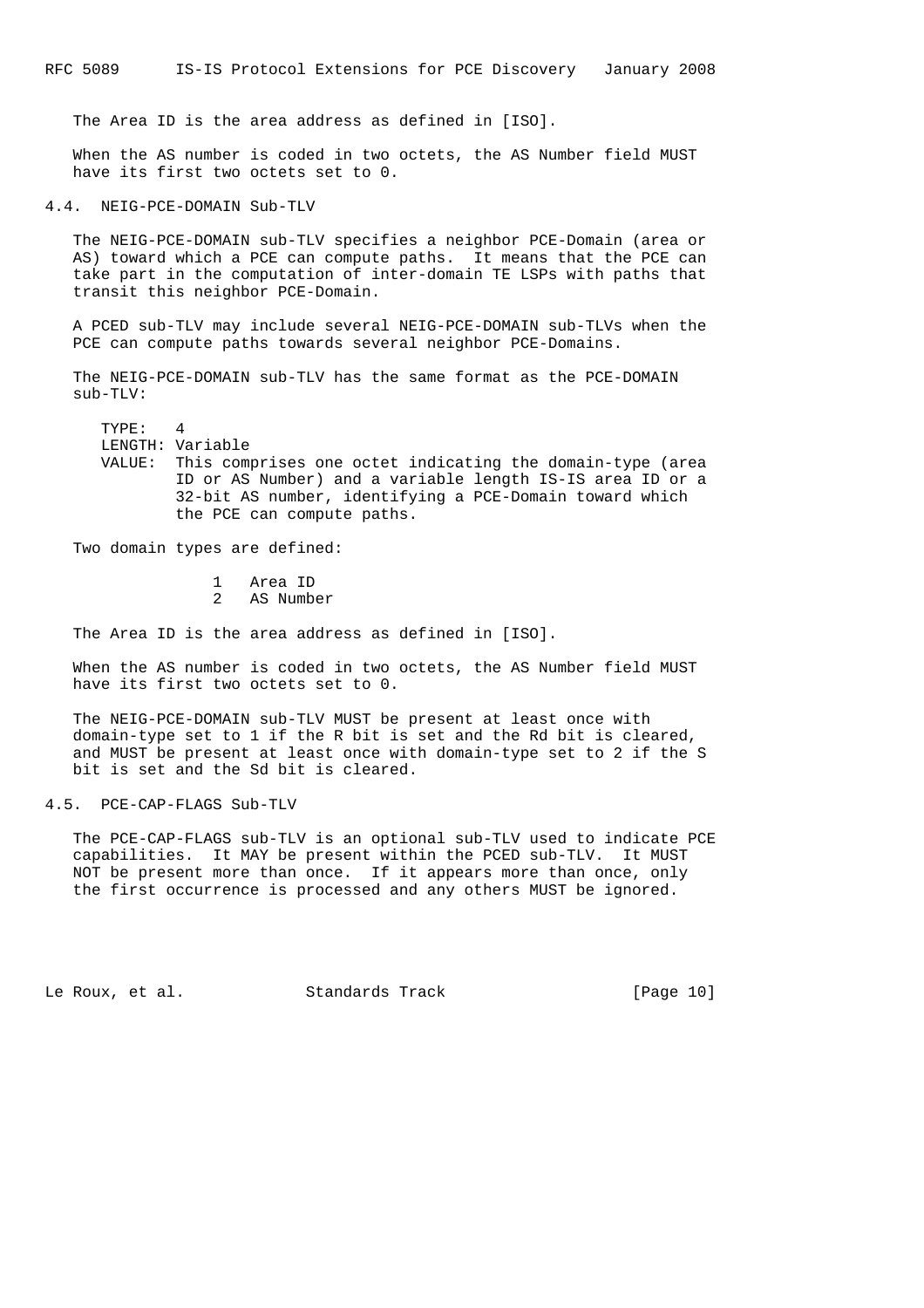The Area ID is the area address as defined in [ISO].

When the AS number is coded in two octets, the AS Number field MUST have its first two octets set to 0.

### 4.4. NEIG-PCE-DOMAIN Sub-TLV

The NEIG-PCE-DOMAIN sub-TLV specifies a neighbor PCE-Domain (area or AS) toward which a PCE can compute paths. It means that the PCE can take part in the computation of inter-domain TE LSPs with paths that transit this neighbor PCE-Domain.

A PCED sub-TLV may include several NEIG-PCE-DOMAIN sub-TLVs when the PCE can compute paths towards several neighbor PCE-Domains.

The NEIG-PCE-DOMAIN sub-TLV has the same format as the PCE-DOMAIN sub-TLV:

```
   TYPE:   4
   LENGTH: Variable
   VALUE:  This comprises one octet indicating the domain-type (area
           ID or AS Number) and a variable length IS-IS area ID or a
           32-bit AS number, identifying a PCE-Domain toward which
           the PCE can compute paths.
```

Two domain types are defined:

```
              1   Area ID
              2   AS Number
```

The Area ID is the area address as defined in [ISO].

When the AS number is coded in two octets, the AS Number field MUST have its first two octets set to 0.

The NEIG-PCE-DOMAIN sub-TLV MUST be present at least once with domain-type set to 1 if the R bit is set and the Rd bit is cleared, and MUST be present at least once with domain-type set to 2 if the S bit is set and the Sd bit is cleared.

### 4.5. PCE-CAP-FLAGS Sub-TLV

The PCE-CAP-FLAGS sub-TLV is an optional sub-TLV used to indicate PCE capabilities. It MAY be present within the PCED sub-TLV. It MUST NOT be present more than once. If it appears more than once, only the first occurrence is processed and any others MUST be ignored.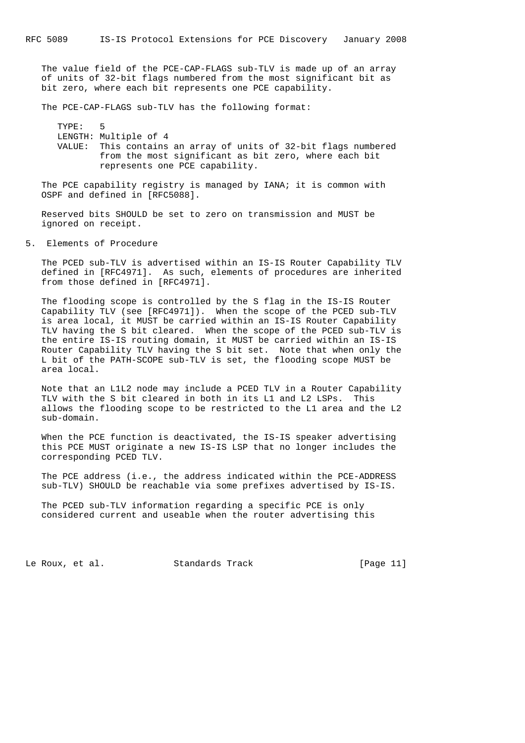The value field of the PCE-CAP-FLAGS sub-TLV is made up of an array of units of 32-bit flags numbered from the most significant bit as bit zero, where each bit represents one PCE capability.

The PCE-CAP-FLAGS sub-TLV has the following format:

```
TYPE:   5
LENGTH: Multiple of 4
VALUE:  This contains an array of units of 32-bit flags numbered
        from the most significant as bit zero, where each bit
        represents one PCE capability.
```

The PCE capability registry is managed by IANA; it is common with OSPF and defined in [RFC5088].

Reserved bits SHOULD be set to zero on transmission and MUST be ignored on receipt.

## 5. Elements of Procedure

The PCED sub-TLV is advertised within an IS-IS Router Capability TLV defined in [RFC4971]. As such, elements of procedures are inherited from those defined in [RFC4971].

The flooding scope is controlled by the S flag in the IS-IS Router Capability TLV (see [RFC4971]). When the scope of the PCED sub-TLV is area local, it MUST be carried within an IS-IS Router Capability TLV having the S bit cleared. When the scope of the PCED sub-TLV is the entire IS-IS routing domain, it MUST be carried within an IS-IS Router Capability TLV having the S bit set. Note that when only the L bit of the PATH-SCOPE sub-TLV is set, the flooding scope MUST be area local.

Note that an L1L2 node may include a PCED TLV in a Router Capability TLV with the S bit cleared in both in its L1 and L2 LSPs. This allows the flooding scope to be restricted to the L1 area and the L2 sub-domain.

When the PCE function is deactivated, the IS-IS speaker advertising this PCE MUST originate a new IS-IS LSP that no longer includes the corresponding PCED TLV.

The PCE address (i.e., the address indicated within the PCE-ADDRESS sub-TLV) SHOULD be reachable via some prefixes advertised by IS-IS.

The PCED sub-TLV information regarding a specific PCE is only considered current and useable when the router advertising this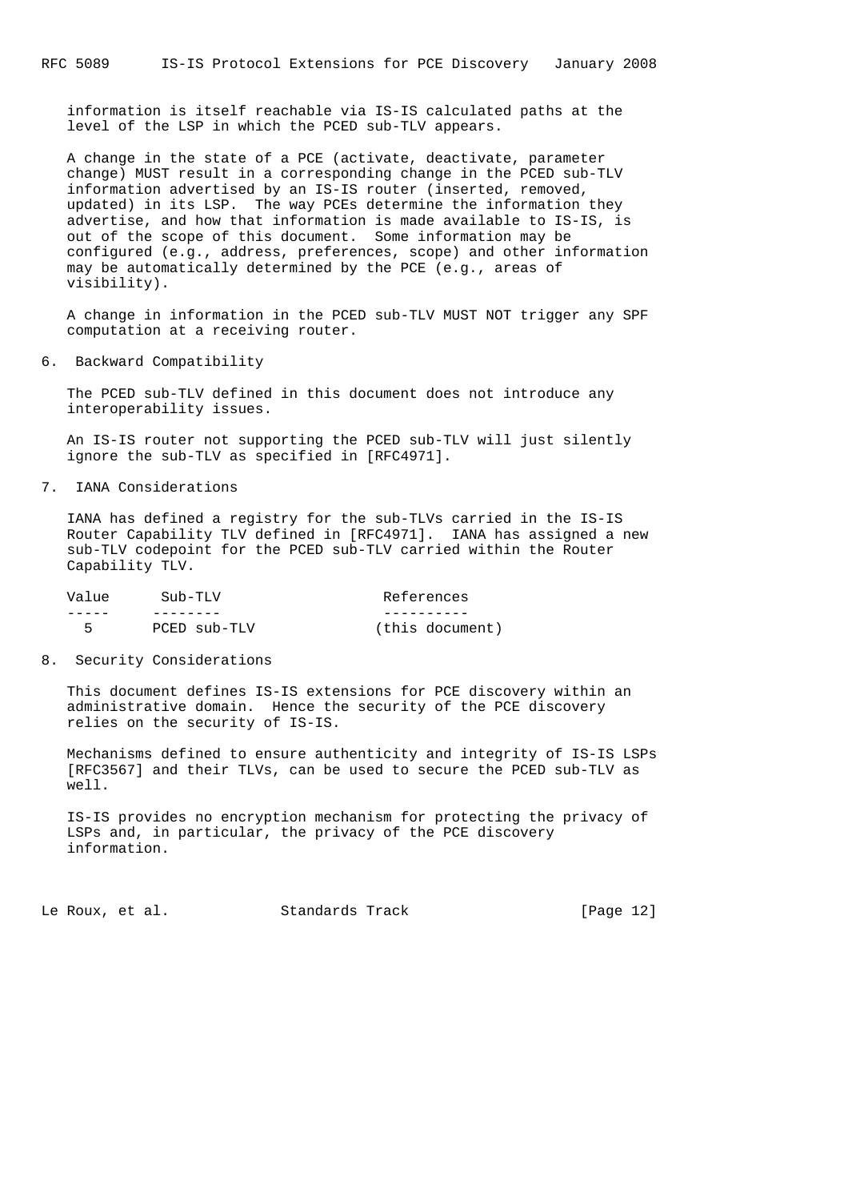information is itself reachable via IS-IS calculated paths at the level of the LSP in which the PCED sub-TLV appears.

A change in the state of a PCE (activate, deactivate, parameter change) MUST result in a corresponding change in the PCED sub-TLV information advertised by an IS-IS router (inserted, removed, updated) in its LSP. The way PCEs determine the information they advertise, and how that information is made available to IS-IS, is out of the scope of this document. Some information may be configured (e.g., address, preferences, scope) and other information may be automatically determined by the PCE (e.g., areas of visibility).

A change in information in the PCED sub-TLV MUST NOT trigger any SPF computation at a receiving router.

## 6. Backward Compatibility

The PCED sub-TLV defined in this document does not introduce any interoperability issues.

An IS-IS router not supporting the PCED sub-TLV will just silently ignore the sub-TLV as specified in [RFC4971].

## 7. IANA Considerations

IANA has defined a registry for the sub-TLVs carried in the IS-IS Router Capability TLV defined in [RFC4971]. IANA has assigned a new sub-TLV codepoint for the PCED sub-TLV carried within the Router Capability TLV.

| Value | Sub-TLV | References |
|---|---|---|
| 5 | PCED sub-TLV | (this document) |

## 8. Security Considerations

This document defines IS-IS extensions for PCE discovery within an administrative domain. Hence the security of the PCE discovery relies on the security of IS-IS.

Mechanisms defined to ensure authenticity and integrity of IS-IS LSPs [RFC3567] and their TLVs, can be used to secure the PCED sub-TLV as well.

IS-IS provides no encryption mechanism for protecting the privacy of LSPs and, in particular, the privacy of the PCE discovery information.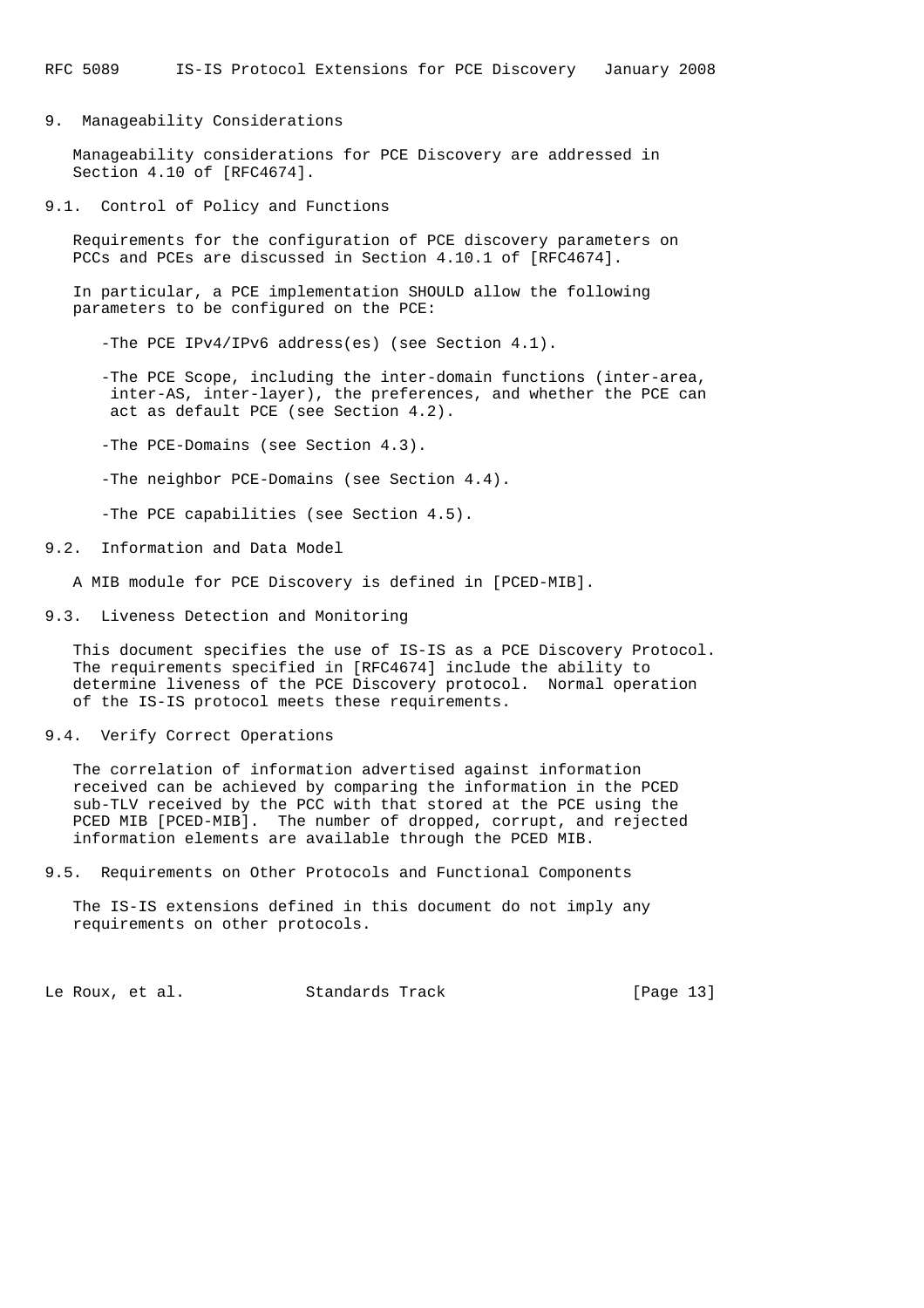## 9. Manageability Considerations

Manageability considerations for PCE Discovery are addressed in Section 4.10 of [RFC4674].

### 9.1. Control of Policy and Functions

Requirements for the configuration of PCE discovery parameters on PCCs and PCEs are discussed in Section 4.10.1 of [RFC4674].

In particular, a PCE implementation SHOULD allow the following parameters to be configured on the PCE:

- The PCE IPv4/IPv6 address(es) (see Section 4.1).

- The PCE Scope, including the inter-domain functions (inter-area, inter-AS, inter-layer), the preferences, and whether the PCE can act as default PCE (see Section 4.2).

- The PCE-Domains (see Section 4.3).

- The neighbor PCE-Domains (see Section 4.4).

- The PCE capabilities (see Section 4.5).

### 9.2. Information and Data Model

A MIB module for PCE Discovery is defined in [PCED-MIB].

### 9.3. Liveness Detection and Monitoring

This document specifies the use of IS-IS as a PCE Discovery Protocol. The requirements specified in [RFC4674] include the ability to determine liveness of the PCE Discovery protocol. Normal operation of the IS-IS protocol meets these requirements.

### 9.4. Verify Correct Operations

The correlation of information advertised against information received can be achieved by comparing the information in the PCED sub-TLV received by the PCC with that stored at the PCE using the PCED MIB [PCED-MIB]. The number of dropped, corrupt, and rejected information elements are available through the PCED MIB.

### 9.5. Requirements on Other Protocols and Functional Components

The IS-IS extensions defined in this document do not imply any requirements on other protocols.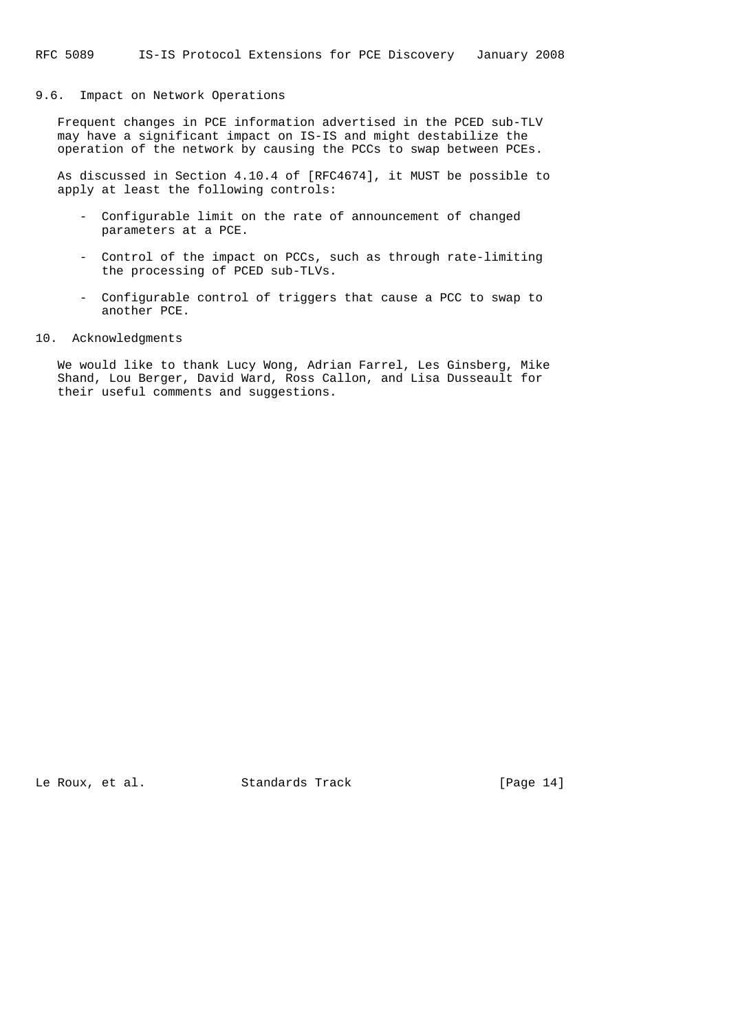### 9.6. Impact on Network Operations

Frequent changes in PCE information advertised in the PCED sub-TLV may have a significant impact on IS-IS and might destabilize the operation of the network by causing the PCCs to swap between PCEs.

As discussed in Section 4.10.4 of [RFC4674], it MUST be possible to apply at least the following controls:

- Configurable limit on the rate of announcement of changed parameters at a PCE.

- Control of the impact on PCCs, such as through rate-limiting the processing of PCED sub-TLVs.

- Configurable control of triggers that cause a PCC to swap to another PCE.

## 10. Acknowledgments

We would like to thank Lucy Wong, Adrian Farrel, Les Ginsberg, Mike Shand, Lou Berger, David Ward, Ross Callon, and Lisa Dusseault for their useful comments and suggestions.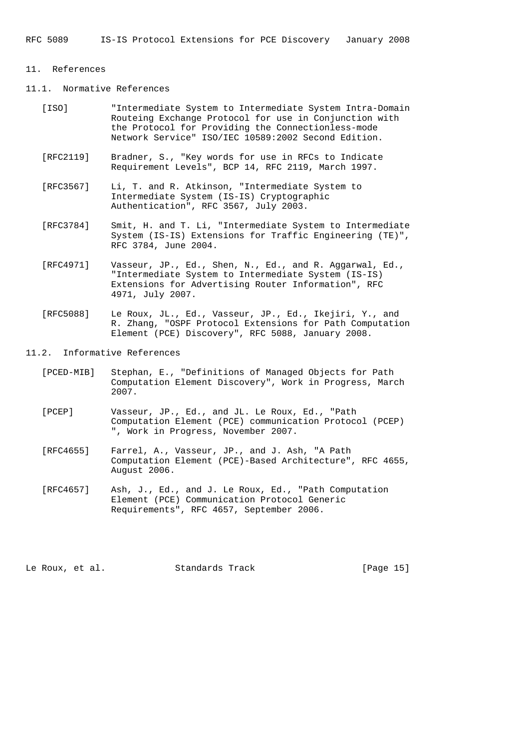## 11. References

### 11.1. Normative References

[ISO] "Intermediate System to Intermediate System Intra-Domain Routeing Exchange Protocol for use in Conjunction with the Protocol for Providing the Connectionless-mode Network Service" ISO/IEC 10589:2002 Second Edition.

[RFC2119] Bradner, S., "Key words for use in RFCs to Indicate Requirement Levels", BCP 14, RFC 2119, March 1997.

[RFC3567] Li, T. and R. Atkinson, "Intermediate System to Intermediate System (IS-IS) Cryptographic Authentication", RFC 3567, July 2003.

[RFC3784] Smit, H. and T. Li, "Intermediate System to Intermediate System (IS-IS) Extensions for Traffic Engineering (TE)", RFC 3784, June 2004.

[RFC4971] Vasseur, JP., Ed., Shen, N., Ed., and R. Aggarwal, Ed., "Intermediate System to Intermediate System (IS-IS) Extensions for Advertising Router Information", RFC 4971, July 2007.

[RFC5088] Le Roux, JL., Ed., Vasseur, JP., Ed., Ikejiri, Y., and R. Zhang, "OSPF Protocol Extensions for Path Computation Element (PCE) Discovery", RFC 5088, January 2008.

### 11.2. Informative References

[PCED-MIB] Stephan, E., "Definitions of Managed Objects for Path Computation Element Discovery", Work in Progress, March 2007.

[PCEP] Vasseur, JP., Ed., and JL. Le Roux, Ed., "Path Computation Element (PCE) communication Protocol (PCEP) ", Work in Progress, November 2007.

[RFC4655] Farrel, A., Vasseur, JP., and J. Ash, "A Path Computation Element (PCE)-Based Architecture", RFC 4655, August 2006.

[RFC4657] Ash, J., Ed., and J. Le Roux, Ed., "Path Computation Element (PCE) Communication Protocol Generic Requirements", RFC 4657, September 2006.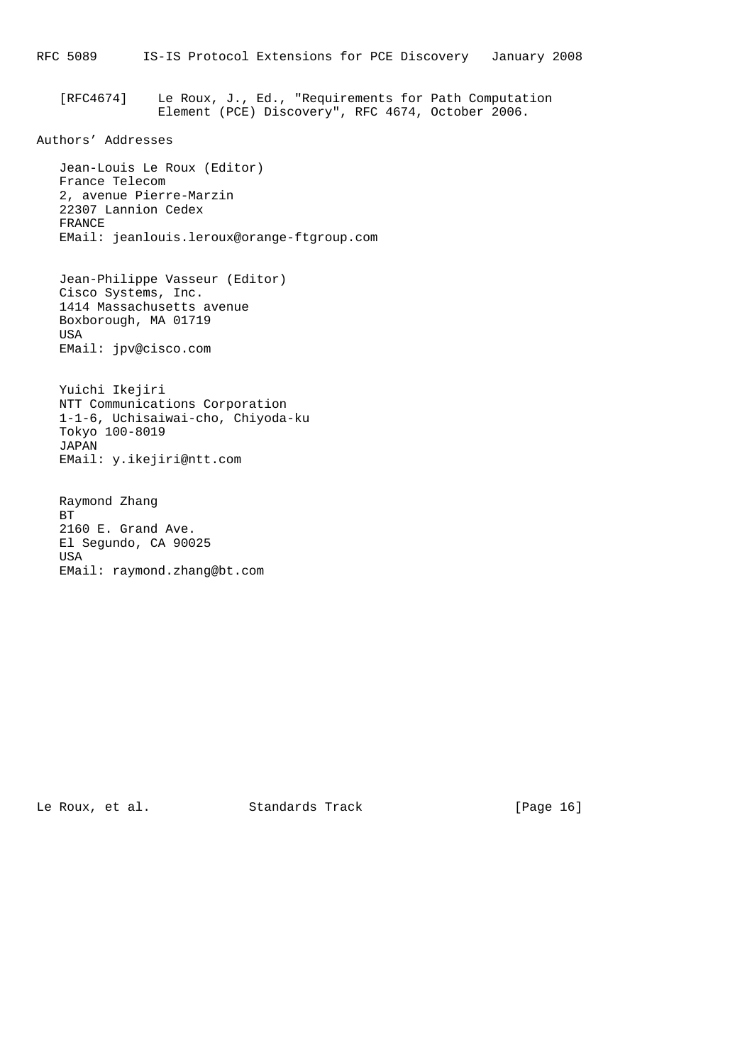[RFC4674] Le Roux, J., Ed., "Requirements for Path Computation Element (PCE) Discovery", RFC 4674, October 2006.

## Authors' Addresses

Jean-Louis Le Roux (Editor)
France Telecom
2, avenue Pierre-Marzin
22307 Lannion Cedex
FRANCE
EMail: jeanlouis.leroux@orange-ftgroup.com

Jean-Philippe Vasseur (Editor)
Cisco Systems, Inc.
1414 Massachusetts avenue
Boxborough, MA 01719
USA
EMail: jpv@cisco.com

Yuichi Ikejiri
NTT Communications Corporation
1-1-6, Uchisaiwai-cho, Chiyoda-ku
Tokyo 100-8019
JAPAN
EMail: y.ikejiri@ntt.com

Raymond Zhang
BT
2160 E. Grand Ave.
El Segundo, CA 90025
USA
EMail: raymond.zhang@bt.com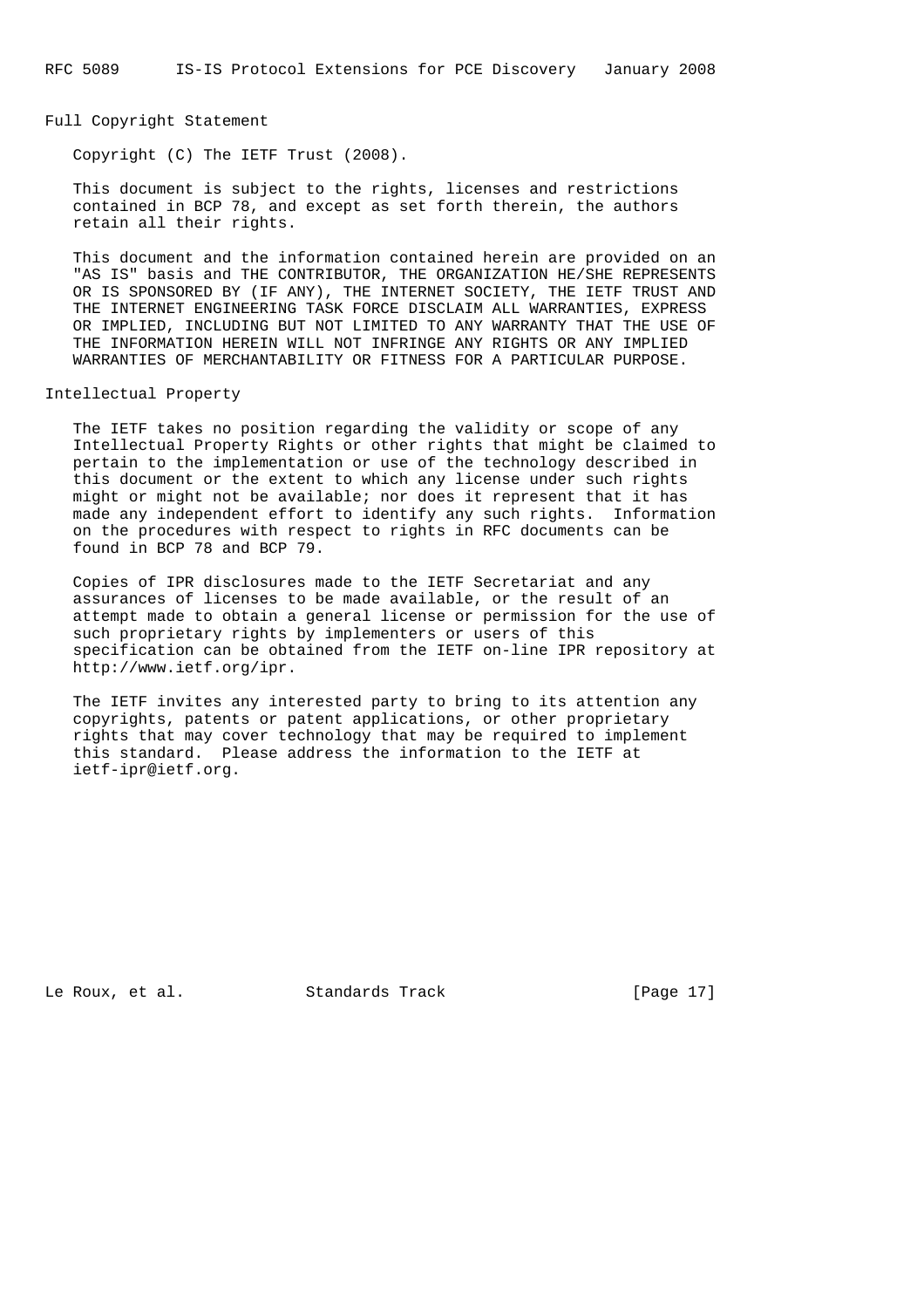## Full Copyright Statement

Copyright (C) The IETF Trust (2008).

This document is subject to the rights, licenses and restrictions contained in BCP 78, and except as set forth therein, the authors retain all their rights.

This document and the information contained herein are provided on an "AS IS" basis and THE CONTRIBUTOR, THE ORGANIZATION HE/SHE REPRESENTS OR IS SPONSORED BY (IF ANY), THE INTERNET SOCIETY, THE IETF TRUST AND THE INTERNET ENGINEERING TASK FORCE DISCLAIM ALL WARRANTIES, EXPRESS OR IMPLIED, INCLUDING BUT NOT LIMITED TO ANY WARRANTY THAT THE USE OF THE INFORMATION HEREIN WILL NOT INFRINGE ANY RIGHTS OR ANY IMPLIED WARRANTIES OF MERCHANTABILITY OR FITNESS FOR A PARTICULAR PURPOSE.

## Intellectual Property

The IETF takes no position regarding the validity or scope of any Intellectual Property Rights or other rights that might be claimed to pertain to the implementation or use of the technology described in this document or the extent to which any license under such rights might or might not be available; nor does it represent that it has made any independent effort to identify any such rights. Information on the procedures with respect to rights in RFC documents can be found in BCP 78 and BCP 79.

Copies of IPR disclosures made to the IETF Secretariat and any assurances of licenses to be made available, or the result of an attempt made to obtain a general license or permission for the use of such proprietary rights by implementers or users of this specification can be obtained from the IETF on-line IPR repository at http://www.ietf.org/ipr.

The IETF invites any interested party to bring to its attention any copyrights, patents or patent applications, or other proprietary rights that may cover technology that may be required to implement this standard. Please address the information to the IETF at ietf-ipr@ietf.org.